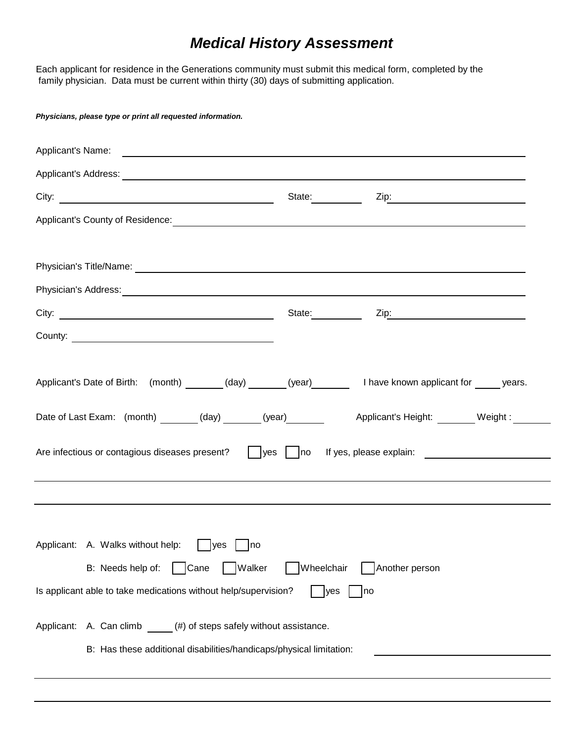# *Medical History Assessment*

Each applicant for residence in the Generations community must submit this medical form, completed by the family physician. Data must be current within thirty (30) days of submitting application.

***Physicians, please type or print all requested information.***

Applicant's Name: ______________________________________________

Applicant's Address: ______________________________________________

City: ______________________ State: ________ Zip: ______________

Applicant's County of Residence: ______________________________________________

Physician's Title/Name: ______________________________________________

Physician's Address: ______________________________________________

City: ______________________ State: ________ Zip: ______________

County: ______________________

Applicant's Date of Birth: (month) _______ (day) _______ (year) _______ I have known applicant for _____ years.

Date of Last Exam: (month) _______ (day) _______ (year) _______ Applicant's Height: _______ Weight : _______

Are infectious or contagious diseases present? ☐ yes ☐ no If yes, please explain: ______________________

______________________________________________

______________________________________________

Applicant: A. Walks without help: ☐ yes ☐ no

B: Needs help of: ☐ Cane ☐ Walker ☐ Wheelchair ☐ Another person

Is applicant able to take medications without help/supervision? ☐ yes ☐ no

Applicant: A. Can climb _____ (#) of steps safely without assistance.

B: Has these additional disabilities/handicaps/physical limitation: ______________________

______________________________________________

______________________________________________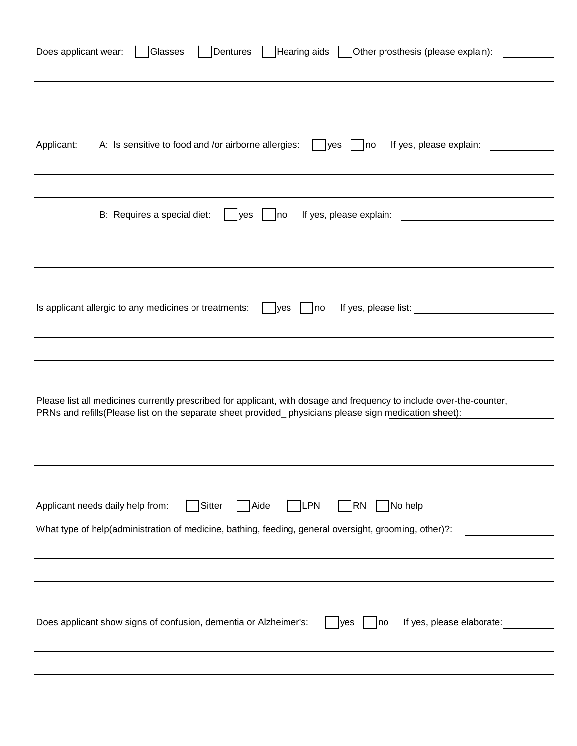Does applicant wear: ☐ Glasses ☐ Dentures ☐ Hearing aids ☐ Other prosthesis (please explain): ____________

______________________________________________________________________________

______________________________________________________________________________

Applicant: A: Is sensitive to food and /or airborne allergies: ☐ yes ☐ no If yes, please explain: ____________

______________________________________________________________________________

______________________________________________________________________________

B: Requires a special diet: ☐ yes ☐ no If yes, please explain: ____________________________

______________________________________________________________________________

______________________________________________________________________________

Is applicant allergic to any medicines or treatments: ☐ yes ☐ no If yes, please list: ____________________________

______________________________________________________________________________

______________________________________________________________________________

Please list all medicines currently prescribed for applicant, with dosage and frequency to include over-the-counter, PRNs and refills(Please list on the separate sheet provided_ physicians please sign medication sheet): ____________

______________________________________________________________________________

______________________________________________________________________________

Applicant needs daily help from: ☐ Sitter ☐ Aide ☐ LPN ☐ RN ☐ No help

What type of help(administration of medicine, bathing, feeding, general oversight, grooming, other)?: ____________

______________________________________________________________________________

______________________________________________________________________________

Does applicant show signs of confusion, dementia or Alzheimer's: ☐ yes ☐ no If yes, please elaborate: ____________

______________________________________________________________________________

______________________________________________________________________________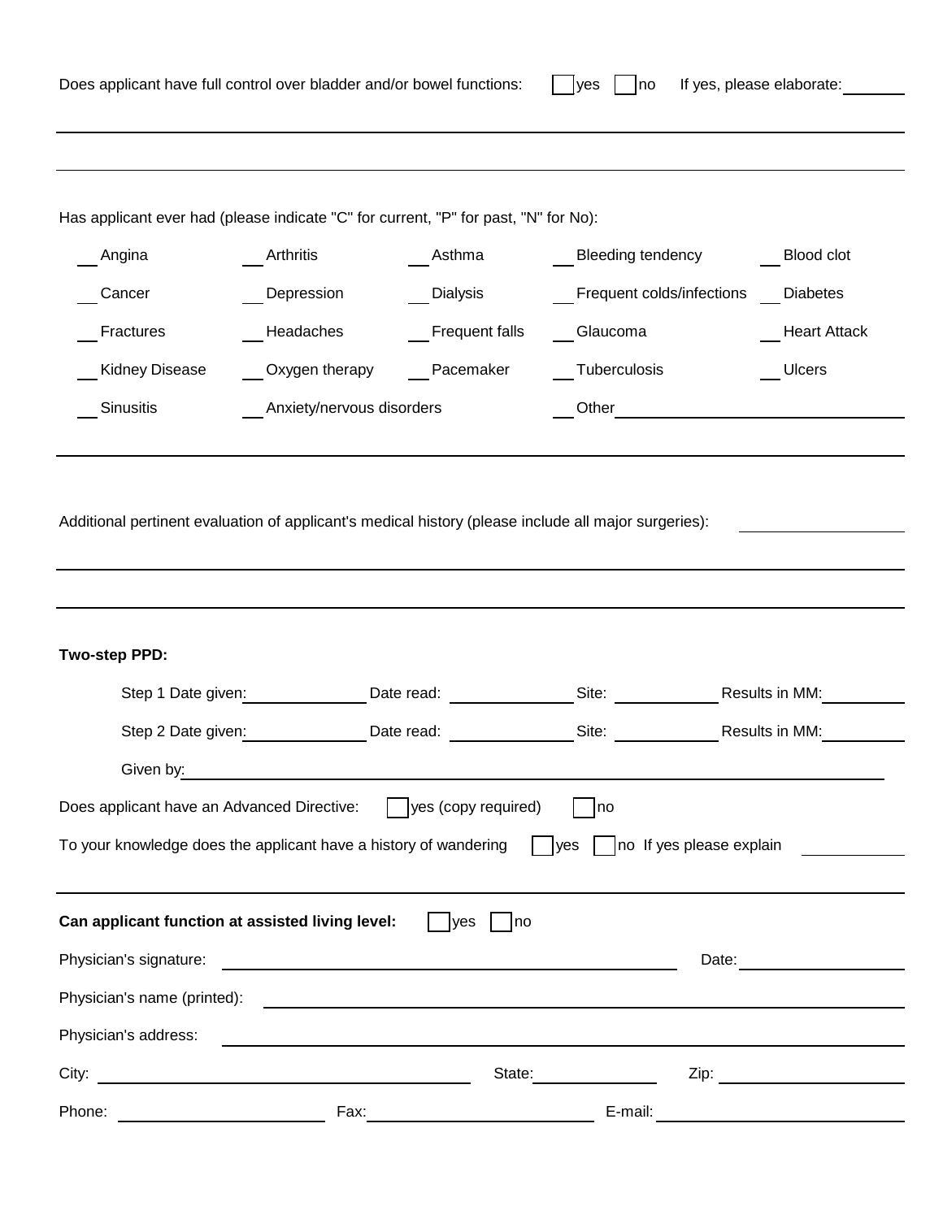Does applicant have full control over bladder and/or bowel functions: ☐ yes ☐ no If yes, please elaborate: ______

______________________________________________________________________

______________________________________________________________________

Has applicant ever had (please indicate "C" for current, "P" for past, "N" for No):

| | | | | |
|---|---|---|---|---|
| __ Angina | __ Arthritis | __ Asthma | __ Bleeding tendency | __ Blood clot |
| __ Cancer | __ Depression | __ Dialysis | __ Frequent colds/infections | __ Diabetes |
| __ Fractures | __ Headaches | __ Frequent falls | __ Glaucoma | __ Heart Attack |
| __ Kidney Disease | __ Oxygen therapy | __ Pacemaker | __ Tuberculosis | __ Ulcers |
| __ Sinusitis | __ Anxiety/nervous disorders | | __ Other ______________ | |

______________________________________________________________________

Additional pertinent evaluation of applicant's medical history (please include all major surgeries): ______

______________________________________________________________________

______________________________________________________________________

**Two-step PPD:**

Step 1 Date given: ______ Date read: ______ Site: ______ Results in MM: ______

Step 2 Date given: ______ Date read: ______ Site: ______ Results in MM: ______

Given by: ______________________________________________

Does applicant have an Advanced Directive: ☐ yes (copy required) ☐ no

To your knowledge does the applicant have a history of wandering ☐ yes ☐ no If yes please explain ______

______________________________________________________________________

**Can applicant function at assisted living level:** ☐ yes ☐ no

Physician's signature: ______________________________ Date: ______________

Physician's name (printed): ______________________________________________

Physician's address: ______________________________________________

City: ______________________ State: ______________ Zip: ______________

Phone: ______________ Fax: ______________ E-mail: ______________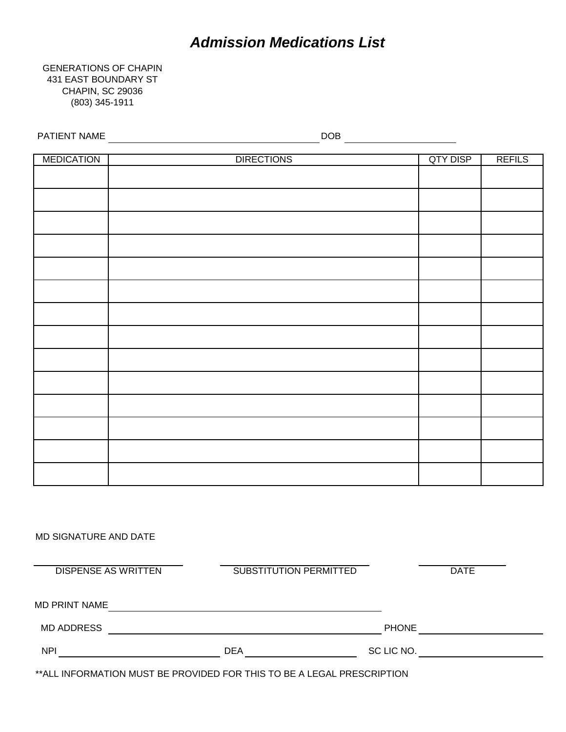# *Admission Medications List*

GENERATIONS OF CHAPIN
431 EAST BOUNDARY ST
CHAPIN, SC 29036
(803) 345-1911

PATIENT NAME ______________________________ DOB ________________

| MEDICATION | DIRECTIONS | QTY DISP | REFILS |
|---|---|---|---|
| | | | |
| | | | |
| | | | |
| | | | |
| | | | |
| | | | |
| | | | |
| | | | |
| | | | |
| | | | |
| | | | |
| | | | |
| | | | |
| | | | |

MD SIGNATURE AND DATE

____________________ DISPENSE AS WRITTEN

____________________ SUBSTITUTION PERMITTED

____________ DATE

MD PRINT NAME ______________________________________

MD ADDRESS ______________________________________ PHONE ____________________

NPI ________________________ DEA ____________________ SC LIC NO. ____________________

**ALL INFORMATION MUST BE PROVIDED FOR THIS TO BE A LEGAL PRESCRIPTION